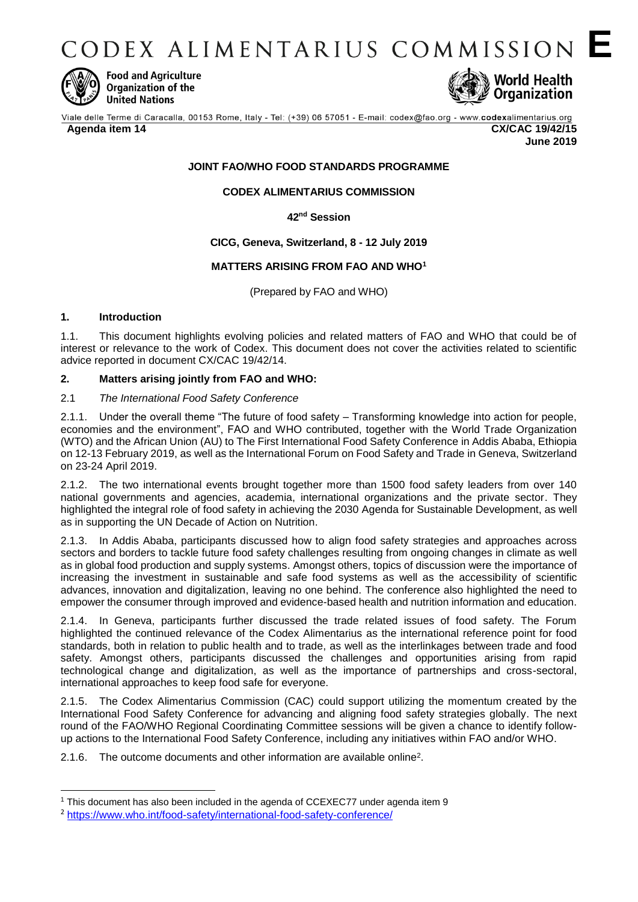# CODEX ALIMENTARIUS COMMISSION E

Food and Agriculture Organization of the United Nations

World Health Organization

Viale delle Terme di Caracalla, 00153 Rome, Italy - Tel: (+39) 06 57051 - E-mail: codex@fao.org - www.codexalimentarius.org

**Agenda item 14** **CX/CAC 19/42/15**
**June 2019**

**JOINT FAO/WHO FOOD STANDARDS PROGRAMME**

**CODEX ALIMENTARIUS COMMISSION**

**42nd Session**

**CICG, Geneva, Switzerland, 8 - 12 July 2019**

**MATTERS ARISING FROM FAO AND WHO[1]**

(Prepared by FAO and WHO)

## 1. Introduction

1.1. This document highlights evolving policies and related matters of FAO and WHO that could be of interest or relevance to the work of Codex. This document does not cover the activities related to scientific advice reported in document CX/CAC 19/42/14.

## 2. Matters arising jointly from FAO and WHO:

2.1 *The International Food Safety Conference*

2.1.1. Under the overall theme "The future of food safety – Transforming knowledge into action for people, economies and the environment", FAO and WHO contributed, together with the World Trade Organization (WTO) and the African Union (AU) to The First International Food Safety Conference in Addis Ababa, Ethiopia on 12-13 February 2019, as well as the International Forum on Food Safety and Trade in Geneva, Switzerland on 23-24 April 2019.

2.1.2. The two international events brought together more than 1500 food safety leaders from over 140 national governments and agencies, academia, international organizations and the private sector. They highlighted the integral role of food safety in achieving the 2030 Agenda for Sustainable Development, as well as in supporting the UN Decade of Action on Nutrition.

2.1.3. In Addis Ababa, participants discussed how to align food safety strategies and approaches across sectors and borders to tackle future food safety challenges resulting from ongoing changes in climate as well as in global food production and supply systems. Amongst others, topics of discussion were the importance of increasing the investment in sustainable and safe food systems as well as the accessibility of scientific advances, innovation and digitalization, leaving no one behind. The conference also highlighted the need to empower the consumer through improved and evidence-based health and nutrition information and education.

2.1.4. In Geneva, participants further discussed the trade related issues of food safety. The Forum highlighted the continued relevance of the Codex Alimentarius as the international reference point for food standards, both in relation to public health and to trade, as well as the interlinkages between trade and food safety. Amongst others, participants discussed the challenges and opportunities arising from rapid technological change and digitalization, as well as the importance of partnerships and cross-sectoral, international approaches to keep food safe for everyone.

2.1.5. The Codex Alimentarius Commission (CAC) could support utilizing the momentum created by the International Food Safety Conference for advancing and aligning food safety strategies globally. The next round of the FAO/WHO Regional Coordinating Committee sessions will be given a chance to identify follow-up actions to the International Food Safety Conference, including any initiatives within FAO and/or WHO.

2.1.6. The outcome documents and other information are available online[2].

---

[1] This document has also been included in the agenda of CCEXEC77 under agenda item 9

[2] https://www.who.int/food-safety/international-food-safety-conference/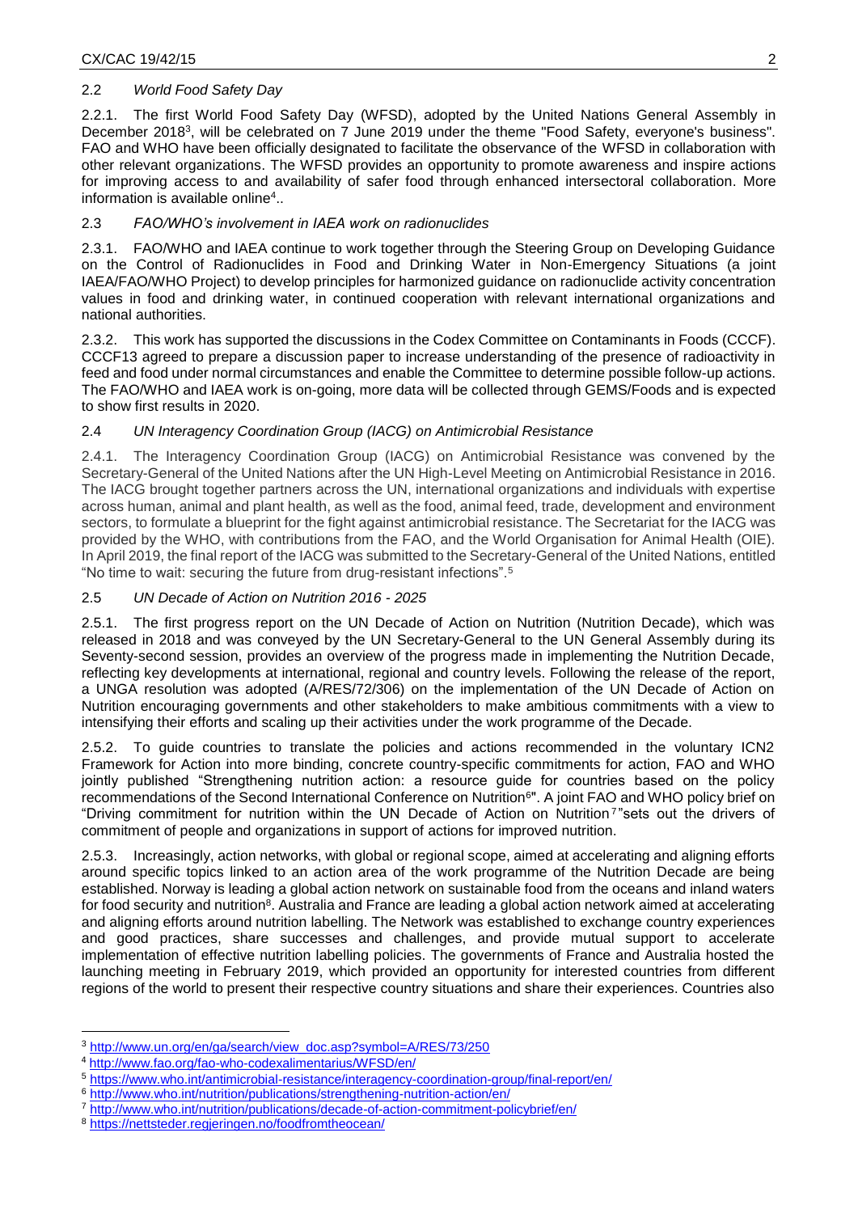### 2.2 *World Food Safety Day*

2.2.1. The first World Food Safety Day (WFSD), adopted by the United Nations General Assembly in December 2018[3], will be celebrated on 7 June 2019 under the theme "Food Safety, everyone's business". FAO and WHO have been officially designated to facilitate the observance of the WFSD in collaboration with other relevant organizations. The WFSD provides an opportunity to promote awareness and inspire actions for improving access to and availability of safer food through enhanced intersectoral collaboration. More information is available online[4]..

### 2.3 *FAO/WHO's involvement in IAEA work on radionuclides*

2.3.1. FAO/WHO and IAEA continue to work together through the Steering Group on Developing Guidance on the Control of Radionuclides in Food and Drinking Water in Non-Emergency Situations (a joint IAEA/FAO/WHO Project) to develop principles for harmonized guidance on radionuclide activity concentration values in food and drinking water, in continued cooperation with relevant international organizations and national authorities.

2.3.2. This work has supported the discussions in the Codex Committee on Contaminants in Foods (CCCF). CCCF13 agreed to prepare a discussion paper to increase understanding of the presence of radioactivity in feed and food under normal circumstances and enable the Committee to determine possible follow-up actions. The FAO/WHO and IAEA work is on-going, more data will be collected through GEMS/Foods and is expected to show first results in 2020.

### 2.4 *UN Interagency Coordination Group (IACG) on Antimicrobial Resistance*

2.4.1. The Interagency Coordination Group (IACG) on Antimicrobial Resistance was convened by the Secretary-General of the United Nations after the UN High-Level Meeting on Antimicrobial Resistance in 2016. The IACG brought together partners across the UN, international organizations and individuals with expertise across human, animal and plant health, as well as the food, animal feed, trade, development and environment sectors, to formulate a blueprint for the fight against antimicrobial resistance. The Secretariat for the IACG was provided by the WHO, with contributions from the FAO, and the World Organisation for Animal Health (OIE). In April 2019, the final report of the IACG was submitted to the Secretary-General of the United Nations, entitled "No time to wait: securing the future from drug-resistant infections".[5]

### 2.5 *UN Decade of Action on Nutrition 2016 - 2025*

2.5.1. The first progress report on the UN Decade of Action on Nutrition (Nutrition Decade), which was released in 2018 and was conveyed by the UN Secretary-General to the UN General Assembly during its Seventy-second session, provides an overview of the progress made in implementing the Nutrition Decade, reflecting key developments at international, regional and country levels. Following the release of the report, a UNGA resolution was adopted (A/RES/72/306) on the implementation of the UN Decade of Action on Nutrition encouraging governments and other stakeholders to make ambitious commitments with a view to intensifying their efforts and scaling up their activities under the work programme of the Decade.

2.5.2. To guide countries to translate the policies and actions recommended in the voluntary ICN2 Framework for Action into more binding, concrete country-specific commitments for action, FAO and WHO jointly published "Strengthening nutrition action: a resource guide for countries based on the policy recommendations of the Second International Conference on Nutrition[6]". A joint FAO and WHO policy brief on "Driving commitment for nutrition within the UN Decade of Action on Nutrition[7]"sets out the drivers of commitment of people and organizations in support of actions for improved nutrition.

2.5.3. Increasingly, action networks, with global or regional scope, aimed at accelerating and aligning efforts around specific topics linked to an action area of the work programme of the Nutrition Decade are being established. Norway is leading a global action network on sustainable food from the oceans and inland waters for food security and nutrition[8]. Australia and France are leading a global action network aimed at accelerating and aligning efforts around nutrition labelling. The Network was established to exchange country experiences and good practices, share successes and challenges, and provide mutual support to accelerate implementation of effective nutrition labelling policies. The governments of France and Australia hosted the launching meeting in February 2019, which provided an opportunity for interested countries from different regions of the world to present their respective country situations and share their experiences. Countries also

---

[3] http://www.un.org/en/ga/search/view_doc.asp?symbol=A/RES/73/250

[4] http://www.fao.org/fao-who-codexalimentarius/WFSD/en/

[5] https://www.who.int/antimicrobial-resistance/interagency-coordination-group/final-report/en/

[6] http://www.who.int/nutrition/publications/strengthening-nutrition-action/en/

[7] http://www.who.int/nutrition/publications/decade-of-action-commitment-policybrief/en/

[8] https://nettsteder.regjeringen.no/foodfromtheocean/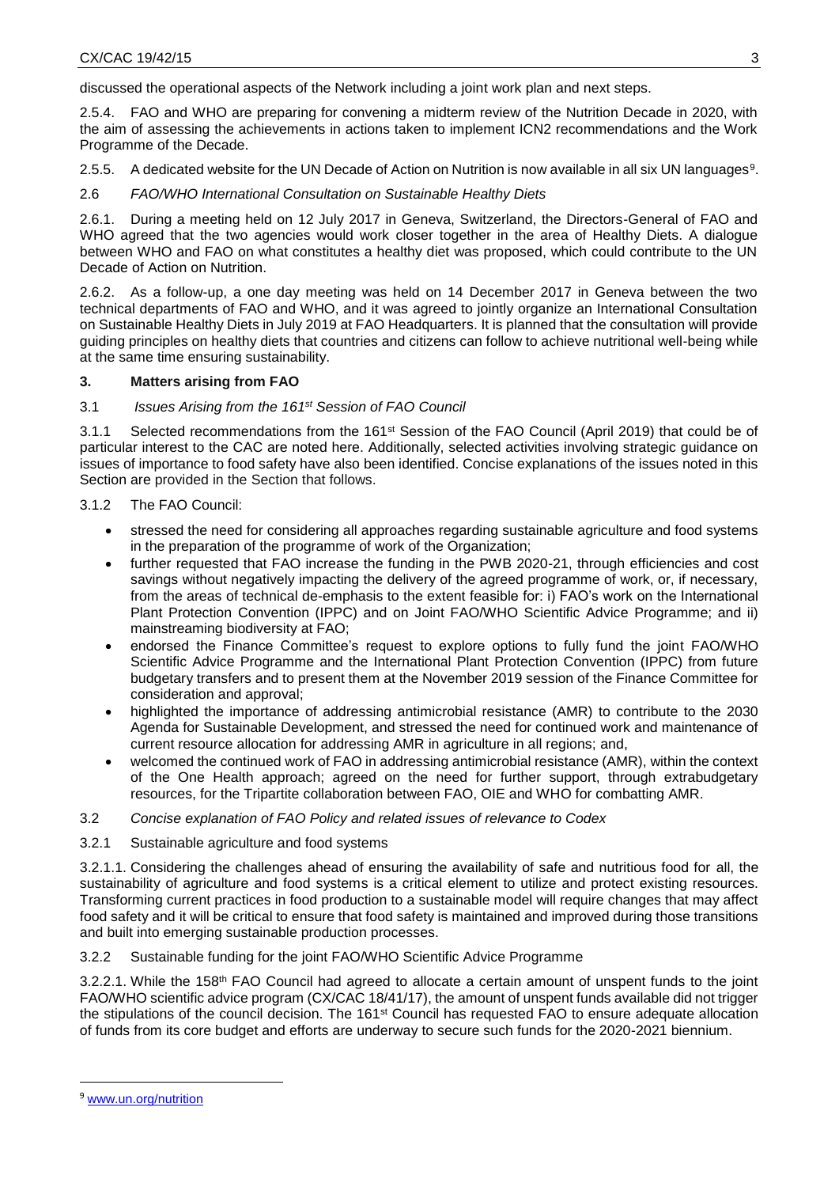discussed the operational aspects of the Network including a joint work plan and next steps.

2.5.4. FAO and WHO are preparing for convening a midterm review of the Nutrition Decade in 2020, with the aim of assessing the achievements in actions taken to implement ICN2 recommendations and the Work Programme of the Decade.

2.5.5. A dedicated website for the UN Decade of Action on Nutrition is now available in all six UN languages[9].

2.6 *FAO/WHO International Consultation on Sustainable Healthy Diets*

2.6.1. During a meeting held on 12 July 2017 in Geneva, Switzerland, the Directors-General of FAO and WHO agreed that the two agencies would work closer together in the area of Healthy Diets. A dialogue between WHO and FAO on what constitutes a healthy diet was proposed, which could contribute to the UN Decade of Action on Nutrition.

2.6.2. As a follow-up, a one day meeting was held on 14 December 2017 in Geneva between the two technical departments of FAO and WHO, and it was agreed to jointly organize an International Consultation on Sustainable Healthy Diets in July 2019 at FAO Headquarters. It is planned that the consultation will provide guiding principles on healthy diets that countries and citizens can follow to achieve nutritional well-being while at the same time ensuring sustainability.

## 3. Matters arising from FAO

3.1 *Issues Arising from the 161st Session of FAO Council*

3.1.1 Selected recommendations from the 161st Session of the FAO Council (April 2019) that could be of particular interest to the CAC are noted here. Additionally, selected activities involving strategic guidance on issues of importance to food safety have also been identified. Concise explanations of the issues noted in this Section are provided in the Section that follows.

3.1.2 The FAO Council:

- stressed the need for considering all approaches regarding sustainable agriculture and food systems in the preparation of the programme of work of the Organization;
- further requested that FAO increase the funding in the PWB 2020-21, through efficiencies and cost savings without negatively impacting the delivery of the agreed programme of work, or, if necessary, from the areas of technical de-emphasis to the extent feasible for: i) FAO's work on the International Plant Protection Convention (IPPC) and on Joint FAO/WHO Scientific Advice Programme; and ii) mainstreaming biodiversity at FAO;
- endorsed the Finance Committee's request to explore options to fully fund the joint FAO/WHO Scientific Advice Programme and the International Plant Protection Convention (IPPC) from future budgetary transfers and to present them at the November 2019 session of the Finance Committee for consideration and approval;
- highlighted the importance of addressing antimicrobial resistance (AMR) to contribute to the 2030 Agenda for Sustainable Development, and stressed the need for continued work and maintenance of current resource allocation for addressing AMR in agriculture in all regions; and,
- welcomed the continued work of FAO in addressing antimicrobial resistance (AMR), within the context of the One Health approach; agreed on the need for further support, through extrabudgetary resources, for the Tripartite collaboration between FAO, OIE and WHO for combatting AMR.

3.2 *Concise explanation of FAO Policy and related issues of relevance to Codex*

3.2.1 Sustainable agriculture and food systems

3.2.1.1. Considering the challenges ahead of ensuring the availability of safe and nutritious food for all, the sustainability of agriculture and food systems is a critical element to utilize and protect existing resources. Transforming current practices in food production to a sustainable model will require changes that may affect food safety and it will be critical to ensure that food safety is maintained and improved during those transitions and built into emerging sustainable production processes.

3.2.2 Sustainable funding for the joint FAO/WHO Scientific Advice Programme

3.2.2.1. While the 158th FAO Council had agreed to allocate a certain amount of unspent funds to the joint FAO/WHO scientific advice program (CX/CAC 18/41/17), the amount of unspent funds available did not trigger the stipulations of the council decision. The 161st Council has requested FAO to ensure adequate allocation of funds from its core budget and efforts are underway to secure such funds for the 2020-2021 biennium.

[9] www.un.org/nutrition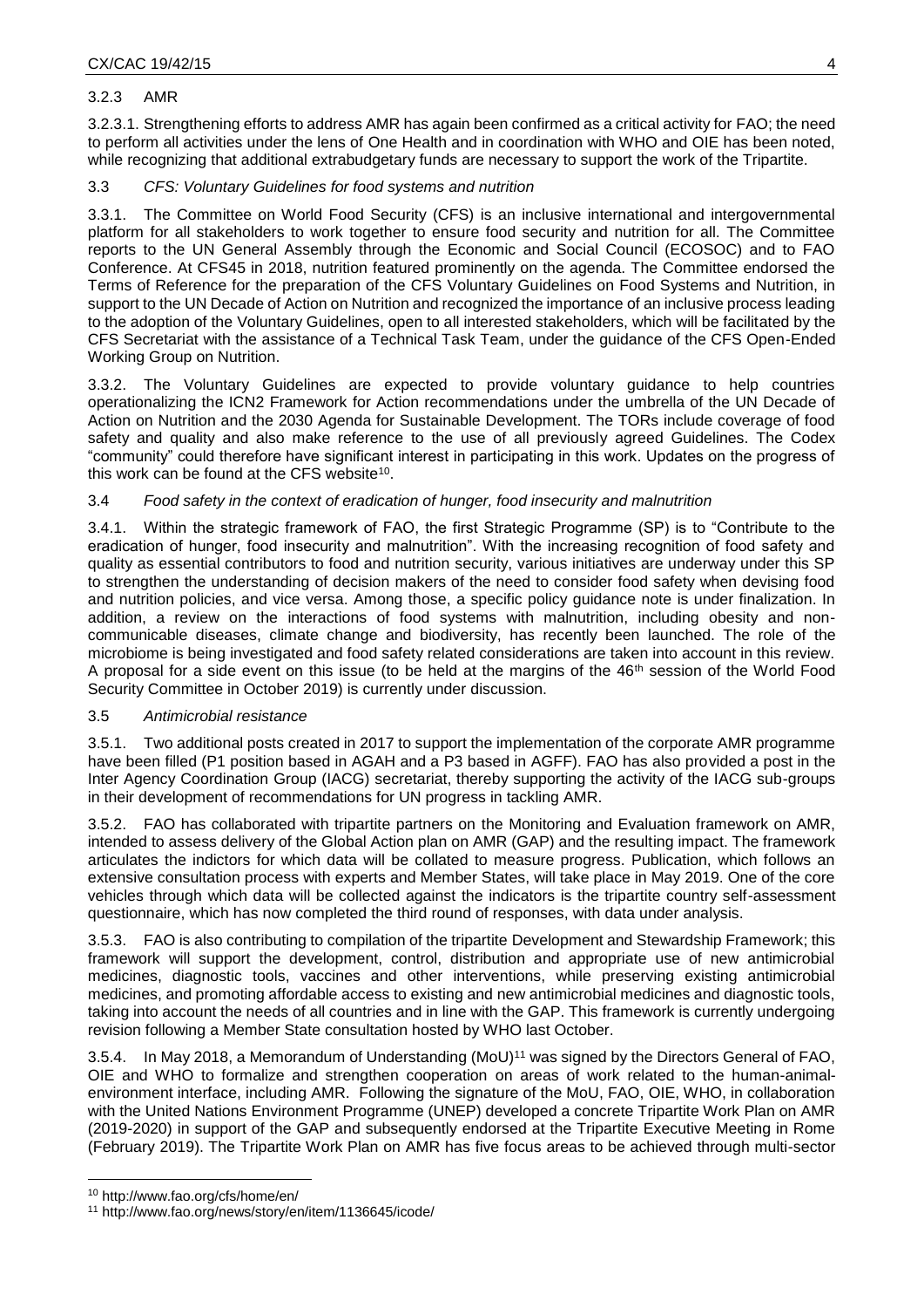3.2.3 AMR

3.2.3.1. Strengthening efforts to address AMR has again been confirmed as a critical activity for FAO; the need to perform all activities under the lens of One Health and in coordination with WHO and OIE has been noted, while recognizing that additional extrabudgetary funds are necessary to support the work of the Tripartite.

3.3 *CFS: Voluntary Guidelines for food systems and nutrition*

3.3.1. The Committee on World Food Security (CFS) is an inclusive international and intergovernmental platform for all stakeholders to work together to ensure food security and nutrition for all. The Committee reports to the UN General Assembly through the Economic and Social Council (ECOSOC) and to FAO Conference. At CFS45 in 2018, nutrition featured prominently on the agenda. The Committee endorsed the Terms of Reference for the preparation of the CFS Voluntary Guidelines on Food Systems and Nutrition, in support to the UN Decade of Action on Nutrition and recognized the importance of an inclusive process leading to the adoption of the Voluntary Guidelines, open to all interested stakeholders, which will be facilitated by the CFS Secretariat with the assistance of a Technical Task Team, under the guidance of the CFS Open-Ended Working Group on Nutrition.

3.3.2. The Voluntary Guidelines are expected to provide voluntary guidance to help countries operationalizing the ICN2 Framework for Action recommendations under the umbrella of the UN Decade of Action on Nutrition and the 2030 Agenda for Sustainable Development. The TORs include coverage of food safety and quality and also make reference to the use of all previously agreed Guidelines. The Codex "community" could therefore have significant interest in participating in this work. Updates on the progress of this work can be found at the CFS website[10].

3.4 *Food safety in the context of eradication of hunger, food insecurity and malnutrition*

3.4.1. Within the strategic framework of FAO, the first Strategic Programme (SP) is to "Contribute to the eradication of hunger, food insecurity and malnutrition". With the increasing recognition of food safety and quality as essential contributors to food and nutrition security, various initiatives are underway under this SP to strengthen the understanding of decision makers of the need to consider food safety when devising food and nutrition policies, and vice versa. Among those, a specific policy guidance note is under finalization. In addition, a review on the interactions of food systems with malnutrition, including obesity and non-communicable diseases, climate change and biodiversity, has recently been launched. The role of the microbiome is being investigated and food safety related considerations are taken into account in this review. A proposal for a side event on this issue (to be held at the margins of the 46th session of the World Food Security Committee in October 2019) is currently under discussion.

3.5 *Antimicrobial resistance*

3.5.1. Two additional posts created in 2017 to support the implementation of the corporate AMR programme have been filled (P1 position based in AGAH and a P3 based in AGFF). FAO has also provided a post in the Inter Agency Coordination Group (IACG) secretariat, thereby supporting the activity of the IACG sub-groups in their development of recommendations for UN progress in tackling AMR.

3.5.2. FAO has collaborated with tripartite partners on the Monitoring and Evaluation framework on AMR, intended to assess delivery of the Global Action plan on AMR (GAP) and the resulting impact. The framework articulates the indictors for which data will be collated to measure progress. Publication, which follows an extensive consultation process with experts and Member States, will take place in May 2019. One of the core vehicles through which data will be collected against the indicators is the tripartite country self-assessment questionnaire, which has now completed the third round of responses, with data under analysis.

3.5.3. FAO is also contributing to compilation of the tripartite Development and Stewardship Framework; this framework will support the development, control, distribution and appropriate use of new antimicrobial medicines, diagnostic tools, vaccines and other interventions, while preserving existing antimicrobial medicines, and promoting affordable access to existing and new antimicrobial medicines and diagnostic tools, taking into account the needs of all countries and in line with the GAP. This framework is currently undergoing revision following a Member State consultation hosted by WHO last October.

3.5.4. In May 2018, a Memorandum of Understanding (MoU)[11] was signed by the Directors General of FAO, OIE and WHO to formalize and strengthen cooperation on areas of work related to the human-animal-environment interface, including AMR. Following the signature of the MoU, FAO, OIE, WHO, in collaboration with the United Nations Environment Programme (UNEP) developed a concrete Tripartite Work Plan on AMR (2019-2020) in support of the GAP and subsequently endorsed at the Tripartite Executive Meeting in Rome (February 2019). The Tripartite Work Plan on AMR has five focus areas to be achieved through multi-sector

---

[10] http://www.fao.org/cfs/home/en/

[11] http://www.fao.org/news/story/en/item/1136645/icode/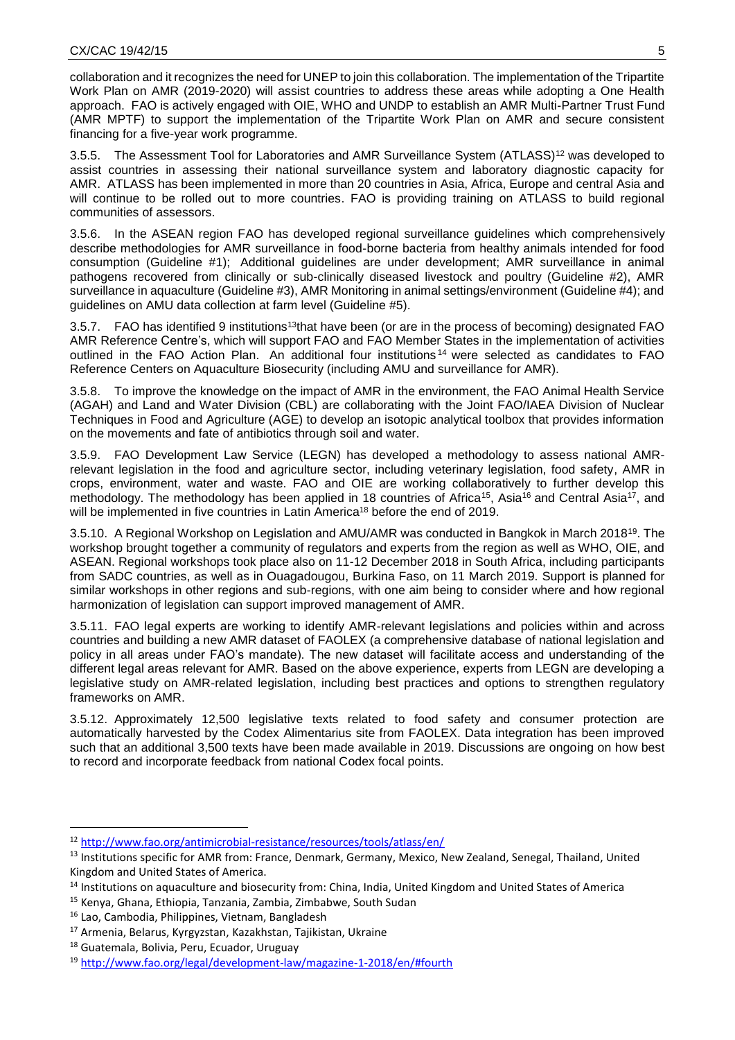collaboration and it recognizes the need for UNEP to join this collaboration. The implementation of the Tripartite Work Plan on AMR (2019-2020) will assist countries to address these areas while adopting a One Health approach. FAO is actively engaged with OIE, WHO and UNDP to establish an AMR Multi-Partner Trust Fund (AMR MPTF) to support the implementation of the Tripartite Work Plan on AMR and secure consistent financing for a five-year work programme.

3.5.5. The Assessment Tool for Laboratories and AMR Surveillance System (ATLASS)[12] was developed to assist countries in assessing their national surveillance system and laboratory diagnostic capacity for AMR. ATLASS has been implemented in more than 20 countries in Asia, Africa, Europe and central Asia and will continue to be rolled out to more countries. FAO is providing training on ATLASS to build regional communities of assessors.

3.5.6. In the ASEAN region FAO has developed regional surveillance guidelines which comprehensively describe methodologies for AMR surveillance in food-borne bacteria from healthy animals intended for food consumption (Guideline #1); Additional guidelines are under development; AMR surveillance in animal pathogens recovered from clinically or sub-clinically diseased livestock and poultry (Guideline #2), AMR surveillance in aquaculture (Guideline #3), AMR Monitoring in animal settings/environment (Guideline #4); and guidelines on AMU data collection at farm level (Guideline #5).

3.5.7. FAO has identified 9 institutions[13]that have been (or are in the process of becoming) designated FAO AMR Reference Centre's, which will support FAO and FAO Member States in the implementation of activities outlined in the FAO Action Plan. An additional four institutions[14] were selected as candidates to FAO Reference Centers on Aquaculture Biosecurity (including AMU and surveillance for AMR).

3.5.8. To improve the knowledge on the impact of AMR in the environment, the FAO Animal Health Service (AGAH) and Land and Water Division (CBL) are collaborating with the Joint FAO/IAEA Division of Nuclear Techniques in Food and Agriculture (AGE) to develop an isotopic analytical toolbox that provides information on the movements and fate of antibiotics through soil and water.

3.5.9. FAO Development Law Service (LEGN) has developed a methodology to assess national AMR-relevant legislation in the food and agriculture sector, including veterinary legislation, food safety, AMR in crops, environment, water and waste. FAO and OIE are working collaboratively to further develop this methodology. The methodology has been applied in 18 countries of Africa[15], Asia[16] and Central Asia[17], and will be implemented in five countries in Latin America[18] before the end of 2019.

3.5.10. A Regional Workshop on Legislation and AMU/AMR was conducted in Bangkok in March 2018[19]. The workshop brought together a community of regulators and experts from the region as well as WHO, OIE, and ASEAN. Regional workshops took place also on 11-12 December 2018 in South Africa, including participants from SADC countries, as well as in Ouagadougou, Burkina Faso, on 11 March 2019. Support is planned for similar workshops in other regions and sub-regions, with one aim being to consider where and how regional harmonization of legislation can support improved management of AMR.

3.5.11. FAO legal experts are working to identify AMR-relevant legislations and policies within and across countries and building a new AMR dataset of FAOLEX (a comprehensive database of national legislation and policy in all areas under FAO's mandate). The new dataset will facilitate access and understanding of the different legal areas relevant for AMR. Based on the above experience, experts from LEGN are developing a legislative study on AMR-related legislation, including best practices and options to strengthen regulatory frameworks on AMR.

3.5.12. Approximately 12,500 legislative texts related to food safety and consumer protection are automatically harvested by the Codex Alimentarius site from FAOLEX. Data integration has been improved such that an additional 3,500 texts have been made available in 2019. Discussions are ongoing on how best to record and incorporate feedback from national Codex focal points.

---

[12] http://www.fao.org/antimicrobial-resistance/resources/tools/atlass/en/

[13] Institutions specific for AMR from: France, Denmark, Germany, Mexico, New Zealand, Senegal, Thailand, United Kingdom and United States of America.

[14] Institutions on aquaculture and biosecurity from: China, India, United Kingdom and United States of America

[15] Kenya, Ghana, Ethiopia, Tanzania, Zambia, Zimbabwe, South Sudan

[16] Lao, Cambodia, Philippines, Vietnam, Bangladesh

[17] Armenia, Belarus, Kyrgyzstan, Kazakhstan, Tajikistan, Ukraine

[18] Guatemala, Bolivia, Peru, Ecuador, Uruguay

[19] http://www.fao.org/legal/development-law/magazine-1-2018/en/#fourth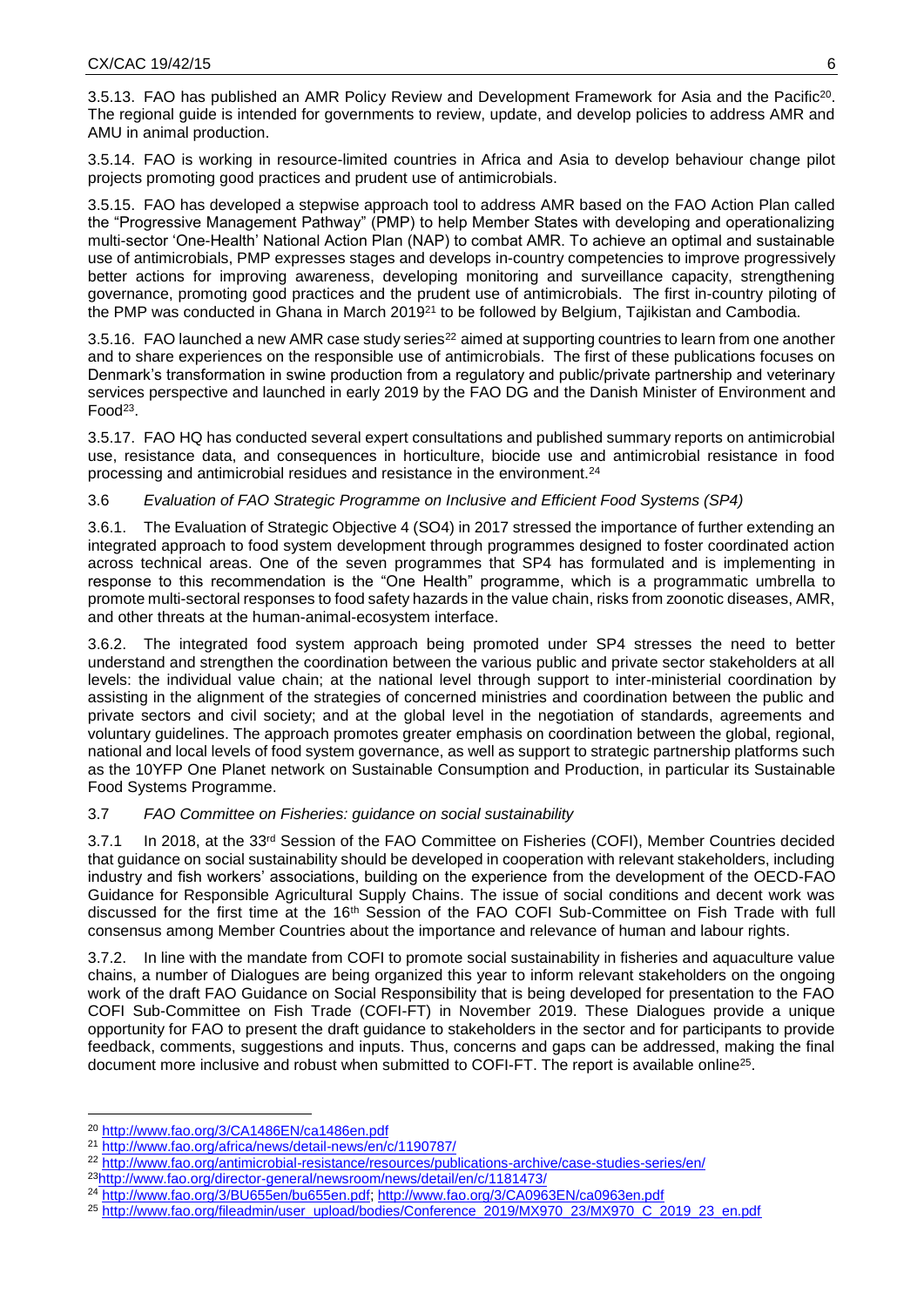3.5.13. FAO has published an AMR Policy Review and Development Framework for Asia and the Pacific[20]. The regional guide is intended for governments to review, update, and develop policies to address AMR and AMU in animal production.

3.5.14. FAO is working in resource-limited countries in Africa and Asia to develop behaviour change pilot projects promoting good practices and prudent use of antimicrobials.

3.5.15. FAO has developed a stepwise approach tool to address AMR based on the FAO Action Plan called the "Progressive Management Pathway" (PMP) to help Member States with developing and operationalizing multi-sector 'One-Health' National Action Plan (NAP) to combat AMR. To achieve an optimal and sustainable use of antimicrobials, PMP expresses stages and develops in-country competencies to improve progressively better actions for improving awareness, developing monitoring and surveillance capacity, strengthening governance, promoting good practices and the prudent use of antimicrobials. The first in-country piloting of the PMP was conducted in Ghana in March 2019[21] to be followed by Belgium, Tajikistan and Cambodia.

3.5.16. FAO launched a new AMR case study series[22] aimed at supporting countries to learn from one another and to share experiences on the responsible use of antimicrobials. The first of these publications focuses on Denmark's transformation in swine production from a regulatory and public/private partnership and veterinary services perspective and launched in early 2019 by the FAO DG and the Danish Minister of Environment and Food[23].

3.5.17. FAO HQ has conducted several expert consultations and published summary reports on antimicrobial use, resistance data, and consequences in horticulture, biocide use and antimicrobial resistance in food processing and antimicrobial residues and resistance in the environment.[24]

### 3.6 *Evaluation of FAO Strategic Programme on Inclusive and Efficient Food Systems (SP4)*

3.6.1. The Evaluation of Strategic Objective 4 (SO4) in 2017 stressed the importance of further extending an integrated approach to food system development through programmes designed to foster coordinated action across technical areas. One of the seven programmes that SP4 has formulated and is implementing in response to this recommendation is the "One Health" programme, which is a programmatic umbrella to promote multi-sectoral responses to food safety hazards in the value chain, risks from zoonotic diseases, AMR, and other threats at the human-animal-ecosystem interface.

3.6.2. The integrated food system approach being promoted under SP4 stresses the need to better understand and strengthen the coordination between the various public and private sector stakeholders at all levels: the individual value chain; at the national level through support to inter-ministerial coordination by assisting in the alignment of the strategies of concerned ministries and coordination between the public and private sectors and civil society; and at the global level in the negotiation of standards, agreements and voluntary guidelines. The approach promotes greater emphasis on coordination between the global, regional, national and local levels of food system governance, as well as support to strategic partnership platforms such as the 10YFP One Planet network on Sustainable Consumption and Production, in particular its Sustainable Food Systems Programme.

### 3.7 *FAO Committee on Fisheries: guidance on social sustainability*

3.7.1 In 2018, at the 33rd Session of the FAO Committee on Fisheries (COFI), Member Countries decided that guidance on social sustainability should be developed in cooperation with relevant stakeholders, including industry and fish workers' associations, building on the experience from the development of the OECD-FAO Guidance for Responsible Agricultural Supply Chains. The issue of social conditions and decent work was discussed for the first time at the 16th Session of the FAO COFI Sub-Committee on Fish Trade with full consensus among Member Countries about the importance and relevance of human and labour rights.

3.7.2. In line with the mandate from COFI to promote social sustainability in fisheries and aquaculture value chains, a number of Dialogues are being organized this year to inform relevant stakeholders on the ongoing work of the draft FAO Guidance on Social Responsibility that is being developed for presentation to the FAO COFI Sub-Committee on Fish Trade (COFI-FT) in November 2019. These Dialogues provide a unique opportunity for FAO to present the draft guidance to stakeholders in the sector and for participants to provide feedback, comments, suggestions and inputs. Thus, concerns and gaps can be addressed, making the final document more inclusive and robust when submitted to COFI-FT. The report is available online[25].

---

[20] http://www.fao.org/3/CA1486EN/ca1486en.pdf

[21] http://www.fao.org/africa/news/detail-news/en/c/1190787/

[22] http://www.fao.org/antimicrobial-resistance/resources/publications-archive/case-studies-series/en/

[23] http://www.fao.org/director-general/newsroom/news/detail/en/c/1181473/

[24] http://www.fao.org/3/BU655en/bu655en.pdf; http://www.fao.org/3/CA0963EN/ca0963en.pdf

[25] http://www.fao.org/fileadmin/user_upload/bodies/Conference_2019/MX970_23/MX970_C_2019_23_en.pdf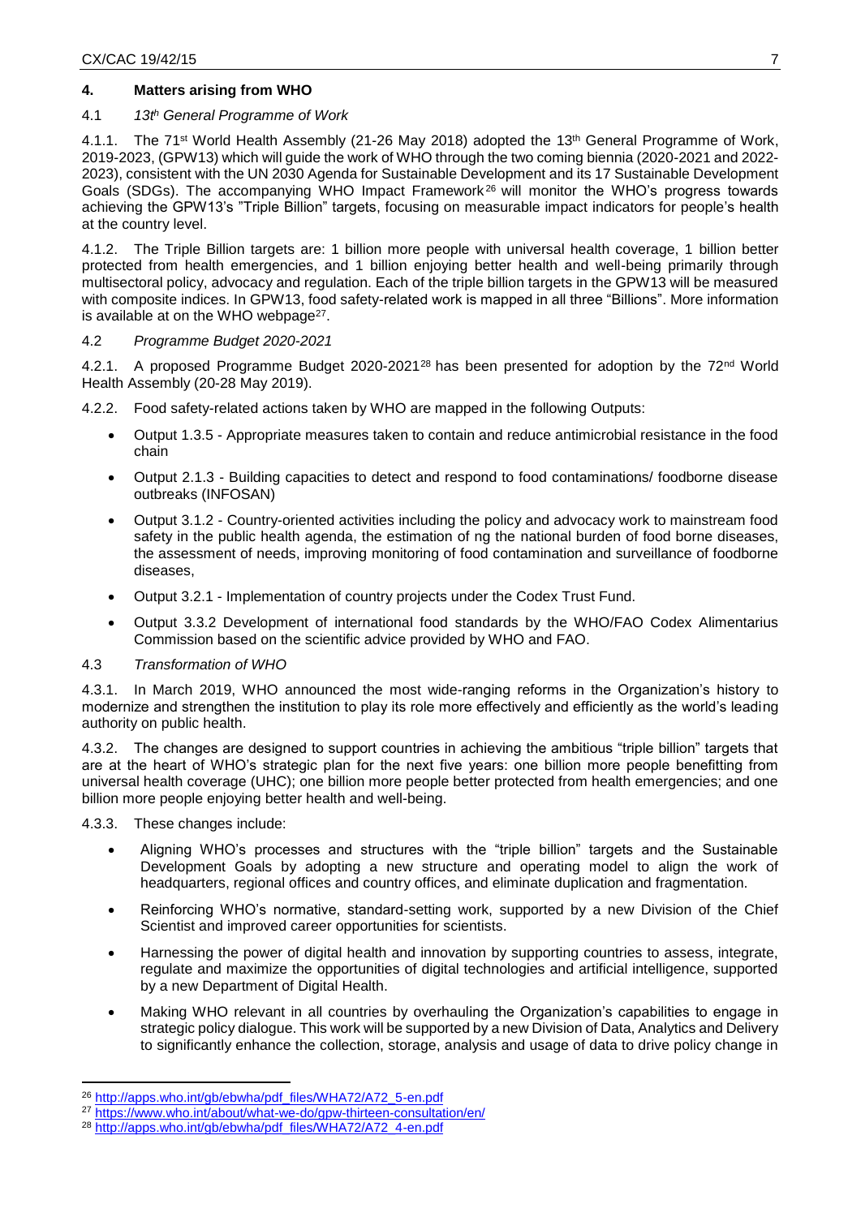## 4. Matters arising from WHO

### 4.1 *13th General Programme of Work*

4.1.1. The 71st World Health Assembly (21-26 May 2018) adopted the 13th General Programme of Work, 2019-2023, (GPW13) which will guide the work of WHO through the two coming biennia (2020-2021 and 2022-2023), consistent with the UN 2030 Agenda for Sustainable Development and its 17 Sustainable Development Goals (SDGs). The accompanying WHO Impact Framework[26] will monitor the WHO's progress towards achieving the GPW13's "Triple Billion" targets, focusing on measurable impact indicators for people's health at the country level.

4.1.2. The Triple Billion targets are: 1 billion more people with universal health coverage, 1 billion better protected from health emergencies, and 1 billion enjoying better health and well-being primarily through multisectoral policy, advocacy and regulation. Each of the triple billion targets in the GPW13 will be measured with composite indices. In GPW13, food safety-related work is mapped in all three "Billions". More information is available at on the WHO webpage[27].

### 4.2 *Programme Budget 2020-2021*

4.2.1. A proposed Programme Budget 2020-2021[28] has been presented for adoption by the 72nd World Health Assembly (20-28 May 2019).

4.2.2. Food safety-related actions taken by WHO are mapped in the following Outputs:

- Output 1.3.5 - Appropriate measures taken to contain and reduce antimicrobial resistance in the food chain
- Output 2.1.3 - Building capacities to detect and respond to food contaminations/ foodborne disease outbreaks (INFOSAN)
- Output 3.1.2 - Country-oriented activities including the policy and advocacy work to mainstream food safety in the public health agenda, the estimation of ng the national burden of food borne diseases, the assessment of needs, improving monitoring of food contamination and surveillance of foodborne diseases,
- Output 3.2.1 - Implementation of country projects under the Codex Trust Fund.
- Output 3.3.2 Development of international food standards by the WHO/FAO Codex Alimentarius Commission based on the scientific advice provided by WHO and FAO.

### 4.3 *Transformation of WHO*

4.3.1. In March 2019, WHO announced the most wide-ranging reforms in the Organization's history to modernize and strengthen the institution to play its role more effectively and efficiently as the world's leading authority on public health.

4.3.2. The changes are designed to support countries in achieving the ambitious "triple billion" targets that are at the heart of WHO's strategic plan for the next five years: one billion more people benefitting from universal health coverage (UHC); one billion more people better protected from health emergencies; and one billion more people enjoying better health and well-being.

4.3.3. These changes include:

- Aligning WHO's processes and structures with the "triple billion" targets and the Sustainable Development Goals by adopting a new structure and operating model to align the work of headquarters, regional offices and country offices, and eliminate duplication and fragmentation.
- Reinforcing WHO's normative, standard-setting work, supported by a new Division of the Chief Scientist and improved career opportunities for scientists.
- Harnessing the power of digital health and innovation by supporting countries to assess, integrate, regulate and maximize the opportunities of digital technologies and artificial intelligence, supported by a new Department of Digital Health.
- Making WHO relevant in all countries by overhauling the Organization's capabilities to engage in strategic policy dialogue. This work will be supported by a new Division of Data, Analytics and Delivery to significantly enhance the collection, storage, analysis and usage of data to drive policy change in

---

[26] http://apps.who.int/gb/ebwha/pdf_files/WHA72/A72_5-en.pdf

[27] https://www.who.int/about/what-we-do/gpw-thirteen-consultation/en/

[28] http://apps.who.int/gb/ebwha/pdf_files/WHA72/A72_4-en.pdf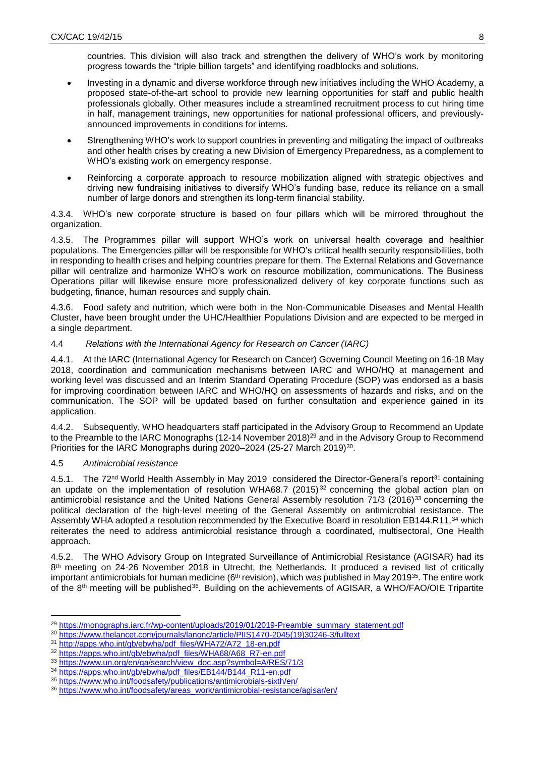countries. This division will also track and strengthen the delivery of WHO's work by monitoring progress towards the "triple billion targets" and identifying roadblocks and solutions.

- Investing in a dynamic and diverse workforce through new initiatives including the WHO Academy, a proposed state-of-the-art school to provide new learning opportunities for staff and public health professionals globally. Other measures include a streamlined recruitment process to cut hiring time in half, management trainings, new opportunities for national professional officers, and previously-announced improvements in conditions for interns.
- Strengthening WHO's work to support countries in preventing and mitigating the impact of outbreaks and other health crises by creating a new Division of Emergency Preparedness, as a complement to WHO's existing work on emergency response.
- Reinforcing a corporate approach to resource mobilization aligned with strategic objectives and driving new fundraising initiatives to diversify WHO's funding base, reduce its reliance on a small number of large donors and strengthen its long-term financial stability.

4.3.4. WHO's new corporate structure is based on four pillars which will be mirrored throughout the organization.

4.3.5. The Programmes pillar will support WHO's work on universal health coverage and healthier populations. The Emergencies pillar will be responsible for WHO's critical health security responsibilities, both in responding to health crises and helping countries prepare for them. The External Relations and Governance pillar will centralize and harmonize WHO's work on resource mobilization, communications. The Business Operations pillar will likewise ensure more professionalized delivery of key corporate functions such as budgeting, finance, human resources and supply chain.

4.3.6. Food safety and nutrition, which were both in the Non-Communicable Diseases and Mental Health Cluster, have been brought under the UHC/Healthier Populations Division and are expected to be merged in a single department.

### 4.4 *Relations with the International Agency for Research on Cancer (IARC)*

4.4.1. At the IARC (International Agency for Research on Cancer) Governing Council Meeting on 16-18 May 2018, coordination and communication mechanisms between IARC and WHO/HQ at management and working level was discussed and an Interim Standard Operating Procedure (SOP) was endorsed as a basis for improving coordination between IARC and WHO/HQ on assessments of hazards and risks, and on the communication. The SOP will be updated based on further consultation and experience gained in its application.

4.4.2. Subsequently, WHO headquarters staff participated in the Advisory Group to Recommend an Update to the Preamble to the IARC Monographs (12-14 November 2018)[29] and in the Advisory Group to Recommend Priorities for the IARC Monographs during 2020–2024 (25-27 March 2019)[30].

### 4.5 *Antimicrobial resistance*

4.5.1. The 72nd World Health Assembly in May 2019 considered the Director-General's report[31] containing an update on the implementation of resolution WHA68.7 (2015)[32] concerning the global action plan on antimicrobial resistance and the United Nations General Assembly resolution 71/3 (2016)[33] concerning the political declaration of the high-level meeting of the General Assembly on antimicrobial resistance. The Assembly WHA adopted a resolution recommended by the Executive Board in resolution EB144.R11,[34] which reiterates the need to address antimicrobial resistance through a coordinated, multisectoral, One Health approach.

4.5.2. The WHO Advisory Group on Integrated Surveillance of Antimicrobial Resistance (AGISAR) had its 8th meeting on 24-26 November 2018 in Utrecht, the Netherlands. It produced a revised list of critically important antimicrobials for human medicine (6th revision), which was published in May 2019[35]. The entire work of the 8th meeting will be published[36]. Building on the achievements of AGISAR, a WHO/FAO/OIE Tripartite

---

[29] https://monographs.iarc.fr/wp-content/uploads/2019/01/2019-Preamble_summary_statement.pdf

[30] https://www.thelancet.com/journals/lanonc/article/PIIS1470-2045(19)30246-3/fulltext

[31] http://apps.who.int/gb/ebwha/pdf_files/WHA72/A72_18-en.pdf

[32] https://apps.who.int/gb/ebwha/pdf_files/WHA68/A68_R7-en.pdf

[33] https://www.un.org/en/ga/search/view_doc.asp?symbol=A/RES/71/3

[34] https://apps.who.int/gb/ebwha/pdf_files/EB144/B144_R11-en.pdf

[35] https://www.who.int/foodsafety/publications/antimicrobials-sixth/en/

[36] https://www.who.int/foodsafety/areas_work/antimicrobial-resistance/agisar/en/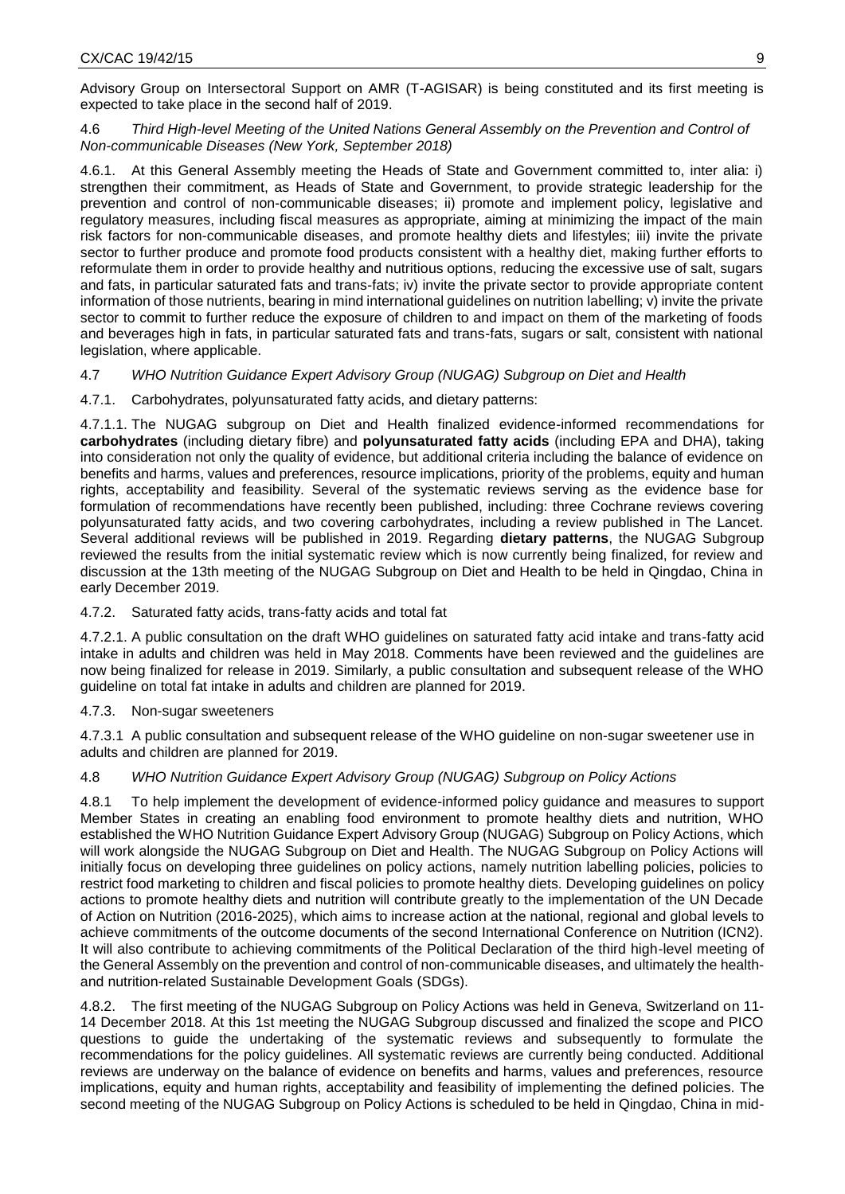Advisory Group on Intersectoral Support on AMR (T-AGISAR) is being constituted and its first meeting is expected to take place in the second half of 2019.

4.6 *Third High-level Meeting of the United Nations General Assembly on the Prevention and Control of Non-communicable Diseases (New York, September 2018)*

4.6.1. At this General Assembly meeting the Heads of State and Government committed to, inter alia: i) strengthen their commitment, as Heads of State and Government, to provide strategic leadership for the prevention and control of non-communicable diseases; ii) promote and implement policy, legislative and regulatory measures, including fiscal measures as appropriate, aiming at minimizing the impact of the main risk factors for non-communicable diseases, and promote healthy diets and lifestyles; iii) invite the private sector to further produce and promote food products consistent with a healthy diet, making further efforts to reformulate them in order to provide healthy and nutritious options, reducing the excessive use of salt, sugars and fats, in particular saturated fats and trans-fats; iv) invite the private sector to provide appropriate content information of those nutrients, bearing in mind international guidelines on nutrition labelling; v) invite the private sector to commit to further reduce the exposure of children to and impact on them of the marketing of foods and beverages high in fats, in particular saturated fats and trans-fats, sugars or salt, consistent with national legislation, where applicable.

4.7 *WHO Nutrition Guidance Expert Advisory Group (NUGAG) Subgroup on Diet and Health*

4.7.1. Carbohydrates, polyunsaturated fatty acids, and dietary patterns:

4.7.1.1. The NUGAG subgroup on Diet and Health finalized evidence-informed recommendations for **carbohydrates** (including dietary fibre) and **polyunsaturated fatty acids** (including EPA and DHA), taking into consideration not only the quality of evidence, but additional criteria including the balance of evidence on benefits and harms, values and preferences, resource implications, priority of the problems, equity and human rights, acceptability and feasibility. Several of the systematic reviews serving as the evidence base for formulation of recommendations have recently been published, including: three Cochrane reviews covering polyunsaturated fatty acids, and two covering carbohydrates, including a review published in The Lancet. Several additional reviews will be published in 2019. Regarding **dietary patterns**, the NUGAG Subgroup reviewed the results from the initial systematic review which is now currently being finalized, for review and discussion at the 13th meeting of the NUGAG Subgroup on Diet and Health to be held in Qingdao, China in early December 2019.

4.7.2. Saturated fatty acids, trans-fatty acids and total fat

4.7.2.1. A public consultation on the draft WHO guidelines on saturated fatty acid intake and trans-fatty acid intake in adults and children was held in May 2018. Comments have been reviewed and the guidelines are now being finalized for release in 2019. Similarly, a public consultation and subsequent release of the WHO guideline on total fat intake in adults and children are planned for 2019.

4.7.3. Non-sugar sweeteners

4.7.3.1 A public consultation and subsequent release of the WHO guideline on non-sugar sweetener use in adults and children are planned for 2019.

4.8 *WHO Nutrition Guidance Expert Advisory Group (NUGAG) Subgroup on Policy Actions*

4.8.1 To help implement the development of evidence-informed policy guidance and measures to support Member States in creating an enabling food environment to promote healthy diets and nutrition, WHO established the WHO Nutrition Guidance Expert Advisory Group (NUGAG) Subgroup on Policy Actions, which will work alongside the NUGAG Subgroup on Diet and Health. The NUGAG Subgroup on Policy Actions will initially focus on developing three guidelines on policy actions, namely nutrition labelling policies, policies to restrict food marketing to children and fiscal policies to promote healthy diets. Developing guidelines on policy actions to promote healthy diets and nutrition will contribute greatly to the implementation of the UN Decade of Action on Nutrition (2016-2025), which aims to increase action at the national, regional and global levels to achieve commitments of the outcome documents of the second International Conference on Nutrition (ICN2). It will also contribute to achieving commitments of the Political Declaration of the third high-level meeting of the General Assembly on the prevention and control of non-communicable diseases, and ultimately the health- and nutrition-related Sustainable Development Goals (SDGs).

4.8.2. The first meeting of the NUGAG Subgroup on Policy Actions was held in Geneva, Switzerland on 11-14 December 2018. At this 1st meeting the NUGAG Subgroup discussed and finalized the scope and PICO questions to guide the undertaking of the systematic reviews and subsequently to formulate the recommendations for the policy guidelines. All systematic reviews are currently being conducted. Additional reviews are underway on the balance of evidence on benefits and harms, values and preferences, resource implications, equity and human rights, acceptability and feasibility of implementing the defined policies. The second meeting of the NUGAG Subgroup on Policy Actions is scheduled to be held in Qingdao, China in mid-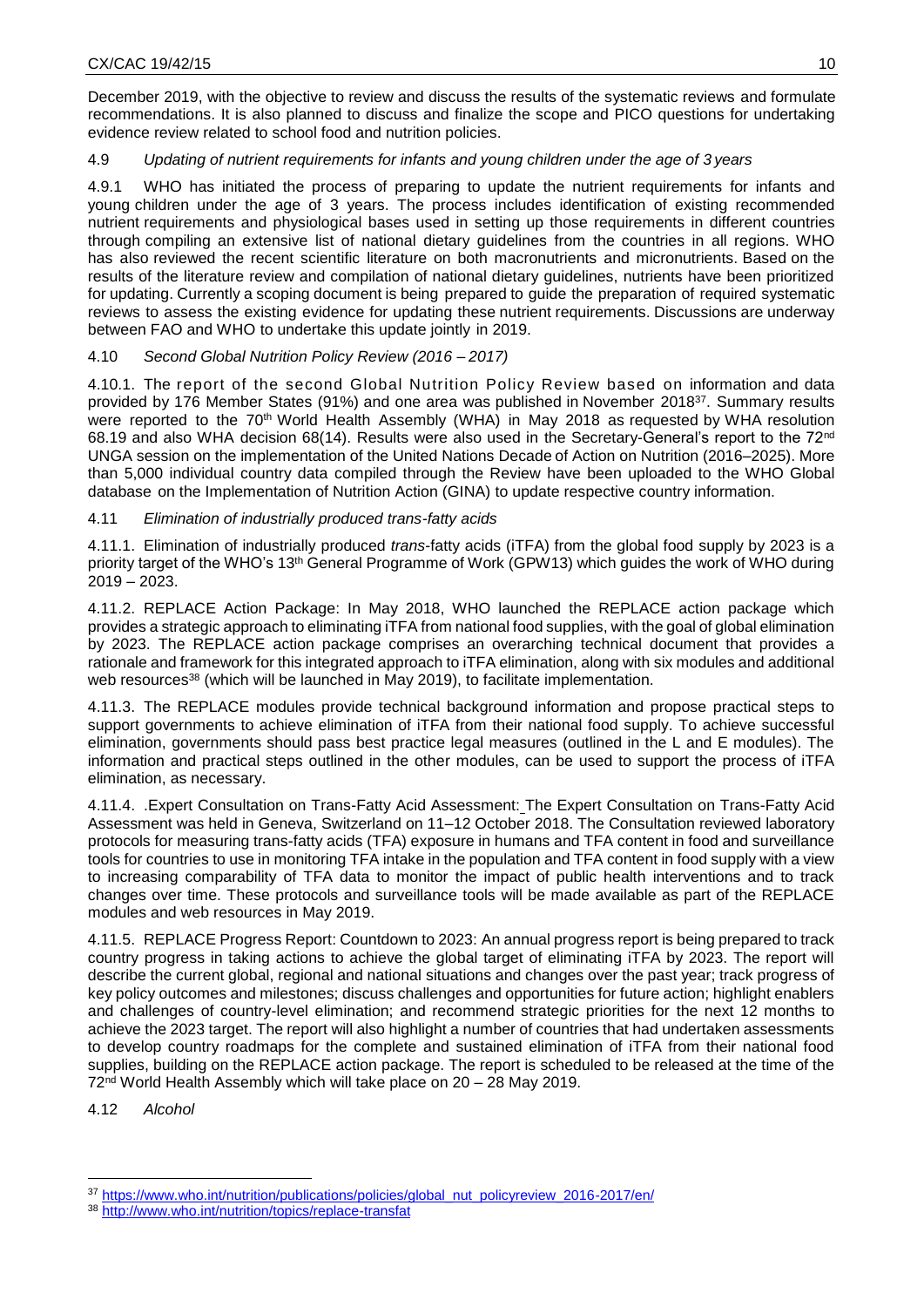December 2019, with the objective to review and discuss the results of the systematic reviews and formulate recommendations. It is also planned to discuss and finalize the scope and PICO questions for undertaking evidence review related to school food and nutrition policies.

4.9 *Updating of nutrient requirements for infants and young children under the age of 3 years*

4.9.1 WHO has initiated the process of preparing to update the nutrient requirements for infants and young children under the age of 3 years. The process includes identification of existing recommended nutrient requirements and physiological bases used in setting up those requirements in different countries through compiling an extensive list of national dietary guidelines from the countries in all regions. WHO has also reviewed the recent scientific literature on both macronutrients and micronutrients. Based on the results of the literature review and compilation of national dietary guidelines, nutrients have been prioritized for updating. Currently a scoping document is being prepared to guide the preparation of required systematic reviews to assess the existing evidence for updating these nutrient requirements. Discussions are underway between FAO and WHO to undertake this update jointly in 2019.

4.10 *Second Global Nutrition Policy Review (2016 – 2017)*

4.10.1. The report of the second Global Nutrition Policy Review based on information and data provided by 176 Member States (91%) and one area was published in November 2018[37]. Summary results were reported to the 70th World Health Assembly (WHA) in May 2018 as requested by WHA resolution 68.19 and also WHA decision 68(14). Results were also used in the Secretary-General's report to the 72nd UNGA session on the implementation of the United Nations Decade of Action on Nutrition (2016–2025). More than 5,000 individual country data compiled through the Review have been uploaded to the WHO Global database on the Implementation of Nutrition Action (GINA) to update respective country information.

4.11 *Elimination of industrially produced trans-fatty acids*

4.11.1. Elimination of industrially produced *trans*-fatty acids (iTFA) from the global food supply by 2023 is a priority target of the WHO's 13th General Programme of Work (GPW13) which guides the work of WHO during 2019 – 2023.

4.11.2. REPLACE Action Package: In May 2018, WHO launched the REPLACE action package which provides a strategic approach to eliminating iTFA from national food supplies, with the goal of global elimination by 2023. The REPLACE action package comprises an overarching technical document that provides a rationale and framework for this integrated approach to iTFA elimination, along with six modules and additional web resources[38] (which will be launched in May 2019), to facilitate implementation.

4.11.3. The REPLACE modules provide technical background information and propose practical steps to support governments to achieve elimination of iTFA from their national food supply. To achieve successful elimination, governments should pass best practice legal measures (outlined in the L and E modules). The information and practical steps outlined in the other modules, can be used to support the process of iTFA elimination, as necessary.

4.11.4. .Expert Consultation on Trans-Fatty Acid Assessment: The Expert Consultation on Trans-Fatty Acid Assessment was held in Geneva, Switzerland on 11–12 October 2018. The Consultation reviewed laboratory protocols for measuring trans-fatty acids (TFA) exposure in humans and TFA content in food and surveillance tools for countries to use in monitoring TFA intake in the population and TFA content in food supply with a view to increasing comparability of TFA data to monitor the impact of public health interventions and to track changes over time. These protocols and surveillance tools will be made available as part of the REPLACE modules and web resources in May 2019.

4.11.5. REPLACE Progress Report: Countdown to 2023: An annual progress report is being prepared to track country progress in taking actions to achieve the global target of eliminating iTFA by 2023. The report will describe the current global, regional and national situations and changes over the past year; track progress of key policy outcomes and milestones; discuss challenges and opportunities for future action; highlight enablers and challenges of country-level elimination; and recommend strategic priorities for the next 12 months to achieve the 2023 target. The report will also highlight a number of countries that had undertaken assessments to develop country roadmaps for the complete and sustained elimination of iTFA from their national food supplies, building on the REPLACE action package. The report is scheduled to be released at the time of the 72nd World Health Assembly which will take place on 20 – 28 May 2019.

4.12 *Alcohol*

[37] https://www.who.int/nutrition/publications/policies/global_nut_policyreview_2016-2017/en/

[38] http://www.who.int/nutrition/topics/replace-transfat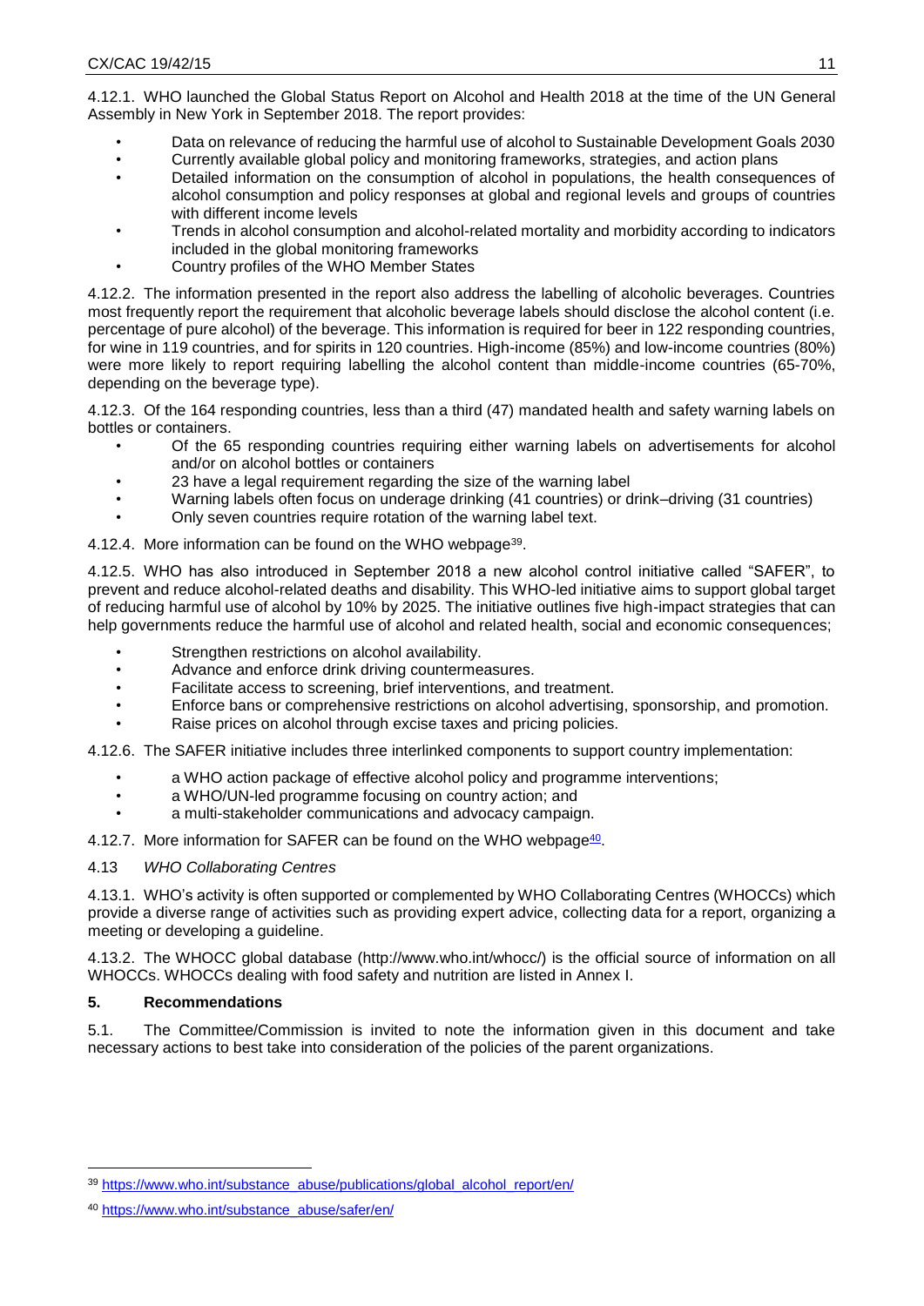4.12.1. WHO launched the Global Status Report on Alcohol and Health 2018 at the time of the UN General Assembly in New York in September 2018. The report provides:

- Data on relevance of reducing the harmful use of alcohol to Sustainable Development Goals 2030
- Currently available global policy and monitoring frameworks, strategies, and action plans
- Detailed information on the consumption of alcohol in populations, the health consequences of alcohol consumption and policy responses at global and regional levels and groups of countries with different income levels
- Trends in alcohol consumption and alcohol-related mortality and morbidity according to indicators included in the global monitoring frameworks
- Country profiles of the WHO Member States

4.12.2. The information presented in the report also address the labelling of alcoholic beverages. Countries most frequently report the requirement that alcoholic beverage labels should disclose the alcohol content (i.e. percentage of pure alcohol) of the beverage. This information is required for beer in 122 responding countries, for wine in 119 countries, and for spirits in 120 countries. High-income (85%) and low-income countries (80%) were more likely to report requiring labelling the alcohol content than middle-income countries (65-70%, depending on the beverage type).

4.12.3. Of the 164 responding countries, less than a third (47) mandated health and safety warning labels on bottles or containers.

- Of the 65 responding countries requiring either warning labels on advertisements for alcohol and/or on alcohol bottles or containers
- 23 have a legal requirement regarding the size of the warning label
- Warning labels often focus on underage drinking (41 countries) or drink–driving (31 countries)
- Only seven countries require rotation of the warning label text.

4.12.4. More information can be found on the WHO webpage[39].

4.12.5. WHO has also introduced in September 2018 a new alcohol control initiative called "SAFER", to prevent and reduce alcohol-related deaths and disability. This WHO-led initiative aims to support global target of reducing harmful use of alcohol by 10% by 2025. The initiative outlines five high-impact strategies that can help governments reduce the harmful use of alcohol and related health, social and economic consequences;

- Strengthen restrictions on alcohol availability.
- Advance and enforce drink driving countermeasures.
- Facilitate access to screening, brief interventions, and treatment.
- Enforce bans or comprehensive restrictions on alcohol advertising, sponsorship, and promotion.
- Raise prices on alcohol through excise taxes and pricing policies.

4.12.6. The SAFER initiative includes three interlinked components to support country implementation:

- a WHO action package of effective alcohol policy and programme interventions;
- a WHO/UN-led programme focusing on country action; and
- a multi-stakeholder communications and advocacy campaign.

4.12.7. More information for SAFER can be found on the WHO webpage[40].

4.13 *WHO Collaborating Centres*

4.13.1. WHO's activity is often supported or complemented by WHO Collaborating Centres (WHOCCs) which provide a diverse range of activities such as providing expert advice, collecting data for a report, organizing a meeting or developing a guideline.

4.13.2. The WHOCC global database (http://www.who.int/whocc/) is the official source of information on all WHOCCs. WHOCCs dealing with food safety and nutrition are listed in Annex I.

## 5. Recommendations

5.1. The Committee/Commission is invited to note the information given in this document and take necessary actions to best take into consideration of the policies of the parent organizations.

---

[39] https://www.who.int/substance_abuse/publications/global_alcohol_report/en/

[40] https://www.who.int/substance_abuse/safer/en/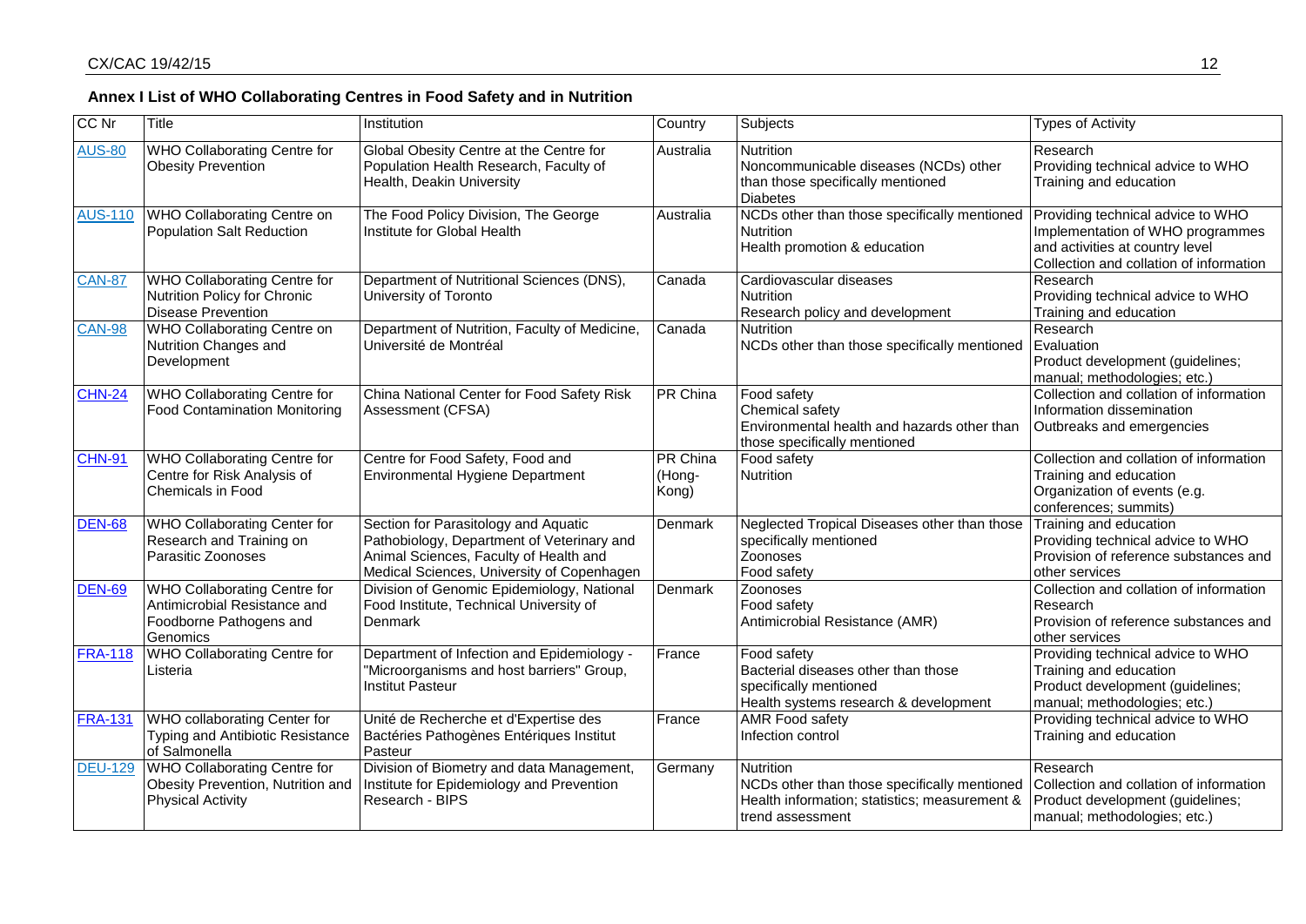**Annex I List of WHO Collaborating Centres in Food Safety and in Nutrition**

| CC Nr | Title | Institution | Country | Subjects | Types of Activity |
|---|---|---|---|---|---|
| AUS-80 | WHO Collaborating Centre for Obesity Prevention | Global Obesity Centre at the Centre for Population Health Research, Faculty of Health, Deakin University | Australia | Nutrition<br>Noncommunicable diseases (NCDs) other than those specifically mentioned<br>Diabetes | Research<br>Providing technical advice to WHO<br>Training and education |
| AUS-110 | WHO Collaborating Centre on Population Salt Reduction | The Food Policy Division, The George Institute for Global Health | Australia | NCDs other than those specifically mentioned<br>Nutrition<br>Health promotion & education | Providing technical advice to WHO<br>Implementation of WHO programmes and activities at country level<br>Collection and collation of information |
| CAN-87 | WHO Collaborating Centre for Nutrition Policy for Chronic Disease Prevention | Department of Nutritional Sciences (DNS), University of Toronto | Canada | Cardiovascular diseases<br>Nutrition<br>Research policy and development | Research<br>Providing technical advice to WHO<br>Training and education |
| CAN-98 | WHO Collaborating Centre on Nutrition Changes and Development | Department of Nutrition, Faculty of Medicine, Université de Montréal | Canada | Nutrition<br>NCDs other than those specifically mentioned | Research<br>Evaluation<br>Product development (guidelines; manual; methodologies; etc.) |
| CHN-24 | WHO Collaborating Centre for Food Contamination Monitoring | China National Center for Food Safety Risk Assessment (CFSA) | PR China | Food safety<br>Chemical safety<br>Environmental health and hazards other than those specifically mentioned | Collection and collation of information<br>Information dissemination<br>Outbreaks and emergencies |
| CHN-91 | WHO Collaborating Centre for Centre for Risk Analysis of Chemicals in Food | Centre for Food Safety, Food and Environmental Hygiene Department | PR China (Hong-Kong) | Food safety<br>Nutrition | Collection and collation of information<br>Training and education<br>Organization of events (e.g. conferences; summits) |
| DEN-68 | WHO Collaborating Center for Research and Training on Parasitic Zoonoses | Section for Parasitology and Aquatic Pathobiology, Department of Veterinary and Animal Sciences, Faculty of Health and Medical Sciences, University of Copenhagen | Denmark | Neglected Tropical Diseases other than those specifically mentioned<br>Zoonoses<br>Food safety | Training and education<br>Providing technical advice to WHO<br>Provision of reference substances and other services |
| DEN-69 | WHO Collaborating Centre for Antimicrobial Resistance and Foodborne Pathogens and Genomics | Division of Genomic Epidemiology, National Food Institute, Technical University of Denmark | Denmark | Zoonoses<br>Food safety<br>Antimicrobial Resistance (AMR) | Collection and collation of information<br>Research<br>Provision of reference substances and other services |
| FRA-118 | WHO Collaborating Centre for Listeria | Department of Infection and Epidemiology - "Microorganisms and host barriers" Group, Institut Pasteur | France | Food safety<br>Bacterial diseases other than those specifically mentioned<br>Health systems research & development | Providing technical advice to WHO<br>Training and education<br>Product development (guidelines; manual; methodologies; etc.) |
| FRA-131 | WHO collaborating Center for Typing and Antibiotic Resistance of Salmonella | Unité de Recherche et d'Expertise des Bactéries Pathogènes Entériques Institut Pasteur | France | AMR Food safety<br>Infection control | Providing technical advice to WHO<br>Training and education |
| DEU-129 | WHO Collaborating Centre for Obesity Prevention, Nutrition and Physical Activity | Division of Biometry and data Management, Institute for Epidemiology and Prevention Research - BIPS | Germany | Nutrition<br>NCDs other than those specifically mentioned<br>Health information; statistics; measurement & trend assessment | Research<br>Collection and collation of information<br>Product development (guidelines; manual; methodologies; etc.) |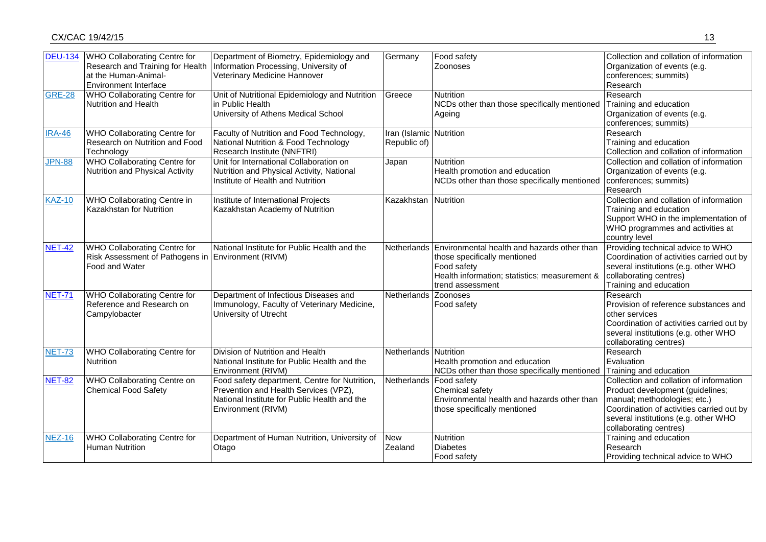| | | | | | |
|---|---|---|---|---|---|
| DEU-134 | WHO Collaborating Centre for Research and Training for Health at the Human-Animal-Environment Interface | Department of Biometry, Epidemiology and Information Processing, University of Veterinary Medicine Hannover | Germany | Food safety<br>Zoonoses | Collection and collation of information<br>Organization of events (e.g. conferences; summits)<br>Research |
| GRE-28 | WHO Collaborating Centre for Nutrition and Health | Unit of Nutritional Epidemiology and Nutrition in Public Health<br>University of Athens Medical School | Greece | Nutrition<br>NCDs other than those specifically mentioned<br>Ageing | Research<br>Training and education<br>Organization of events (e.g. conferences; summits) |
| IRA-46 | WHO Collaborating Centre for Research on Nutrition and Food Technology | Faculty of Nutrition and Food Technology, National Nutrition & Food Technology Research Institute (NNFTRI) | Iran (Islamic Republic of) | Nutrition | Research<br>Training and education<br>Collection and collation of information |
| JPN-88 | WHO Collaborating Centre for Nutrition and Physical Activity | Unit for International Collaboration on Nutrition and Physical Activity, National Institute of Health and Nutrition | Japan | Nutrition<br>Health promotion and education<br>NCDs other than those specifically mentioned | Collection and collation of information<br>Organization of events (e.g. conferences; summits)<br>Research |
| KAZ-10 | WHO Collaborating Centre in Kazakhstan for Nutrition | Institute of International Projects<br>Kazakhstan Academy of Nutrition | Kazakhstan | Nutrition | Collection and collation of information<br>Training and education<br>Support WHO in the implementation of WHO programmes and activities at country level |
| NET-42 | WHO Collaborating Centre for Risk Assessment of Pathogens in Food and Water | National Institute for Public Health and the Environment (RIVM) | Netherlands | Environmental health and hazards other than those specifically mentioned<br>Food safety<br>Health information; statistics; measurement & trend assessment | Providing technical advice to WHO<br>Coordination of activities carried out by several institutions (e.g. other WHO collaborating centres)<br>Training and education |
| NET-71 | WHO Collaborating Centre for Reference and Research on Campylobacter | Department of Infectious Diseases and Immunology, Faculty of Veterinary Medicine, University of Utrecht | Netherlands | Zoonoses<br>Food safety | Research<br>Provision of reference substances and other services<br>Coordination of activities carried out by several institutions (e.g. other WHO collaborating centres) |
| NET-73 | WHO Collaborating Centre for Nutrition | Division of Nutrition and Health<br>National Institute for Public Health and the Environment (RIVM) | Netherlands | Nutrition<br>Health promotion and education<br>NCDs other than those specifically mentioned | Research<br>Evaluation<br>Training and education |
| NET-82 | WHO Collaborating Centre on Chemical Food Safety | Food safety department, Centre for Nutrition, Prevention and Health Services (VPZ), National Institute for Public Health and the Environment (RIVM) | Netherlands | Food safety<br>Chemical safety<br>Environmental health and hazards other than those specifically mentioned | Collection and collation of information<br>Product development (guidelines; manual; methodologies; etc.)<br>Coordination of activities carried out by several institutions (e.g. other WHO collaborating centres) |
| NEZ-16 | WHO Collaborating Centre for Human Nutrition | Department of Human Nutrition, University of Otago | New Zealand | Nutrition<br>Diabetes<br>Food safety | Training and education<br>Research<br>Providing technical advice to WHO |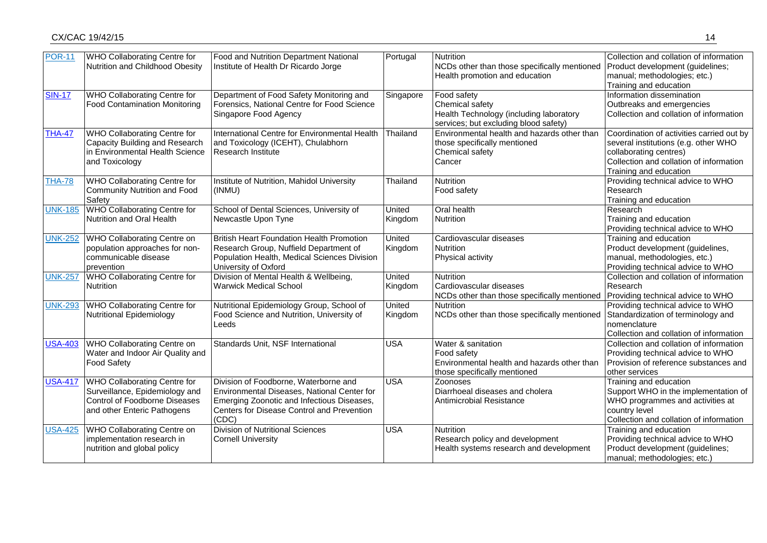| | | | | | |
|---|---|---|---|---|---|
| POR-11 | WHO Collaborating Centre for Nutrition and Childhood Obesity | Food and Nutrition Department National Institute of Health Dr Ricardo Jorge | Portugal | Nutrition<br>NCDs other than those specifically mentioned<br>Health promotion and education | Collection and collation of information<br>Product development (guidelines; manual; methodologies; etc.)<br>Training and education |
| SIN-17 | WHO Collaborating Centre for Food Contamination Monitoring | Department of Food Safety Monitoring and Forensics, National Centre for Food Science Singapore Food Agency | Singapore | Food safety<br>Chemical safety<br>Health Technology (including laboratory services; but excluding blood safety) | Information dissemination<br>Outbreaks and emergencies<br>Collection and collation of information |
| THA-47 | WHO Collaborating Centre for Capacity Building and Research in Environmental Health Science and Toxicology | International Centre for Environmental Health and Toxicology (ICEHT), Chulabhorn Research Institute | Thailand | Environmental health and hazards other than those specifically mentioned<br>Chemical safety<br>Cancer | Coordination of activities carried out by several institutions (e.g. other WHO collaborating centres)<br>Collection and collation of information<br>Training and education |
| THA-78 | WHO Collaborating Centre for Community Nutrition and Food Safety | Institute of Nutrition, Mahidol University (INMU) | Thailand | Nutrition<br>Food safety | Providing technical advice to WHO<br>Research<br>Training and education |
| UNK-185 | WHO Collaborating Centre for Nutrition and Oral Health | School of Dental Sciences, University of Newcastle Upon Tyne | United Kingdom | Oral health<br>Nutrition | Research<br>Training and education<br>Providing technical advice to WHO |
| UNK-252 | WHO Collaborating Centre on population approaches for non-communicable disease prevention | British Heart Foundation Health Promotion Research Group, Nuffield Department of Population Health, Medical Sciences Division University of Oxford | United Kingdom | Cardiovascular diseases<br>Nutrition<br>Physical activity | Training and education<br>Product development (guidelines, manual, methodologies, etc.)<br>Providing technical advice to WHO |
| UNK-257 | WHO Collaborating Centre for Nutrition | Division of Mental Health & Wellbeing, Warwick Medical School | United Kingdom | Nutrition<br>Cardiovascular diseases<br>NCDs other than those specifically mentioned | Collection and collation of information<br>Research<br>Providing technical advice to WHO |
| UNK-293 | WHO Collaborating Centre for Nutritional Epidemiology | Nutritional Epidemiology Group, School of Food Science and Nutrition, University of Leeds | United Kingdom | Nutrition<br>NCDs other than those specifically mentioned | Providing technical advice to WHO<br>Standardization of terminology and nomenclature<br>Collection and collation of information |
| USA-403 | WHO Collaborating Centre on Water and Indoor Air Quality and Food Safety | Standards Unit, NSF International | USA | Water & sanitation<br>Food safety<br>Environmental health and hazards other than those specifically mentioned | Collection and collation of information<br>Providing technical advice to WHO<br>Provision of reference substances and other services |
| USA-417 | WHO Collaborating Centre for Surveillance, Epidemiology and Control of Foodborne Diseases and other Enteric Pathogens | Division of Foodborne, Waterborne and Environmental Diseases, National Center for Emerging Zoonotic and Infectious Diseases, Centers for Disease Control and Prevention (CDC) | USA | Zoonoses<br>Diarrhoeal diseases and cholera<br>Antimicrobial Resistance | Training and education<br>Support WHO in the implementation of WHO programmes and activities at country level<br>Collection and collation of information |
| USA-425 | WHO Collaborating Centre on implementation research in nutrition and global policy | Division of Nutritional Sciences Cornell University | USA | Nutrition<br>Research policy and development<br>Health systems research and development | Training and education<br>Providing technical advice to WHO<br>Product development (guidelines; manual; methodologies; etc.) |